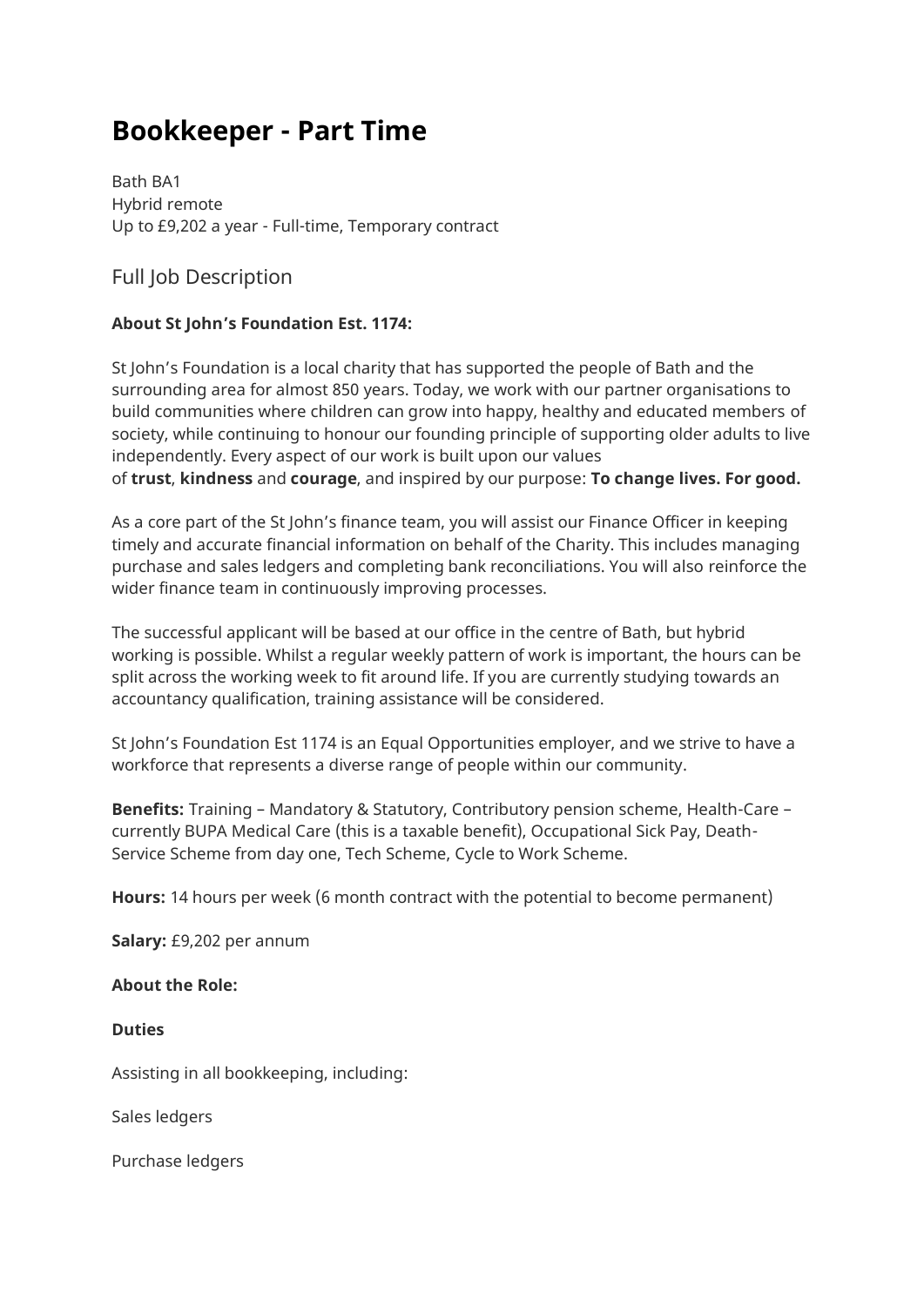# Bookkeeper - Part Time

Bath BA1
Hybrid remote
Up to £9,202 a year - Full-time, Temporary contract

## Full Job Description

**About St John's Foundation Est. 1174:**

St John's Foundation is a local charity that has supported the people of Bath and the surrounding area for almost 850 years. Today, we work with our partner organisations to build communities where children can grow into happy, healthy and educated members of society, while continuing to honour our founding principle of supporting older adults to live independently. Every aspect of our work is built upon our values of **trust**, **kindness** and **courage**, and inspired by our purpose: **To change lives. For good.**

As a core part of the St John's finance team, you will assist our Finance Officer in keeping timely and accurate financial information on behalf of the Charity. This includes managing purchase and sales ledgers and completing bank reconciliations. You will also reinforce the wider finance team in continuously improving processes.

The successful applicant will be based at our office in the centre of Bath, but hybrid working is possible. Whilst a regular weekly pattern of work is important, the hours can be split across the working week to fit around life. If you are currently studying towards an accountancy qualification, training assistance will be considered.

St John's Foundation Est 1174 is an Equal Opportunities employer, and we strive to have a workforce that represents a diverse range of people within our community.

**Benefits:** Training – Mandatory & Statutory, Contributory pension scheme, Health-Care – currently BUPA Medical Care (this is a taxable benefit), Occupational Sick Pay, Death-Service Scheme from day one, Tech Scheme, Cycle to Work Scheme.

**Hours:** 14 hours per week (6 month contract with the potential to become permanent)

**Salary:** £9,202 per annum

**About the Role:**

**Duties**

Assisting in all bookkeeping, including:

Sales ledgers

Purchase ledgers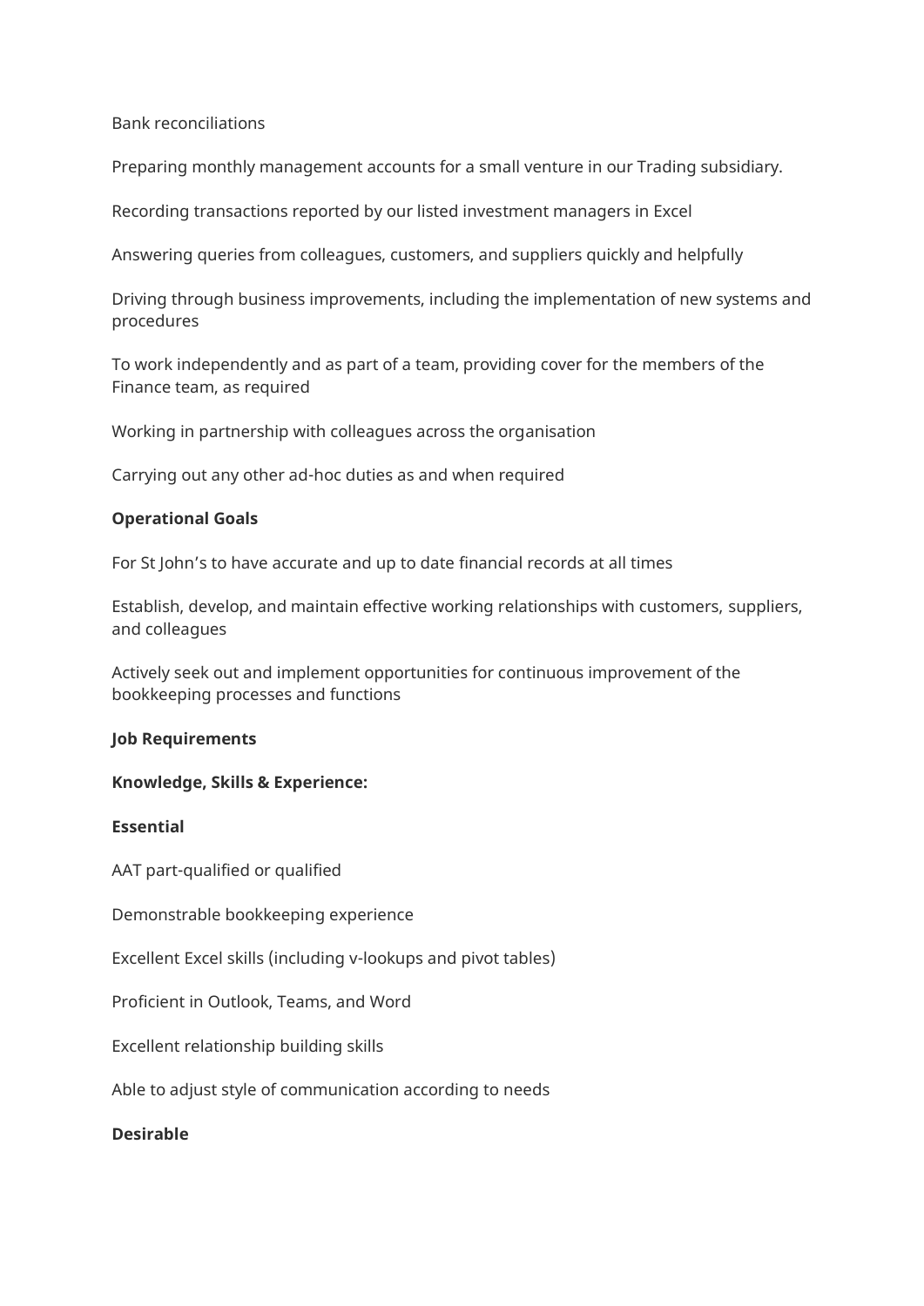Bank reconciliations

Preparing monthly management accounts for a small venture in our Trading subsidiary.

Recording transactions reported by our listed investment managers in Excel

Answering queries from colleagues, customers, and suppliers quickly and helpfully

Driving through business improvements, including the implementation of new systems and procedures

To work independently and as part of a team, providing cover for the members of the Finance team, as required

Working in partnership with colleagues across the organisation

Carrying out any other ad-hoc duties as and when required

**Operational Goals**

For St John's to have accurate and up to date financial records at all times

Establish, develop, and maintain effective working relationships with customers, suppliers, and colleagues

Actively seek out and implement opportunities for continuous improvement of the bookkeeping processes and functions

**Job Requirements**

**Knowledge, Skills & Experience:**

**Essential**

AAT part-qualified or qualified

Demonstrable bookkeeping experience

Excellent Excel skills (including v-lookups and pivot tables)

Proficient in Outlook, Teams, and Word

Excellent relationship building skills

Able to adjust style of communication according to needs

**Desirable**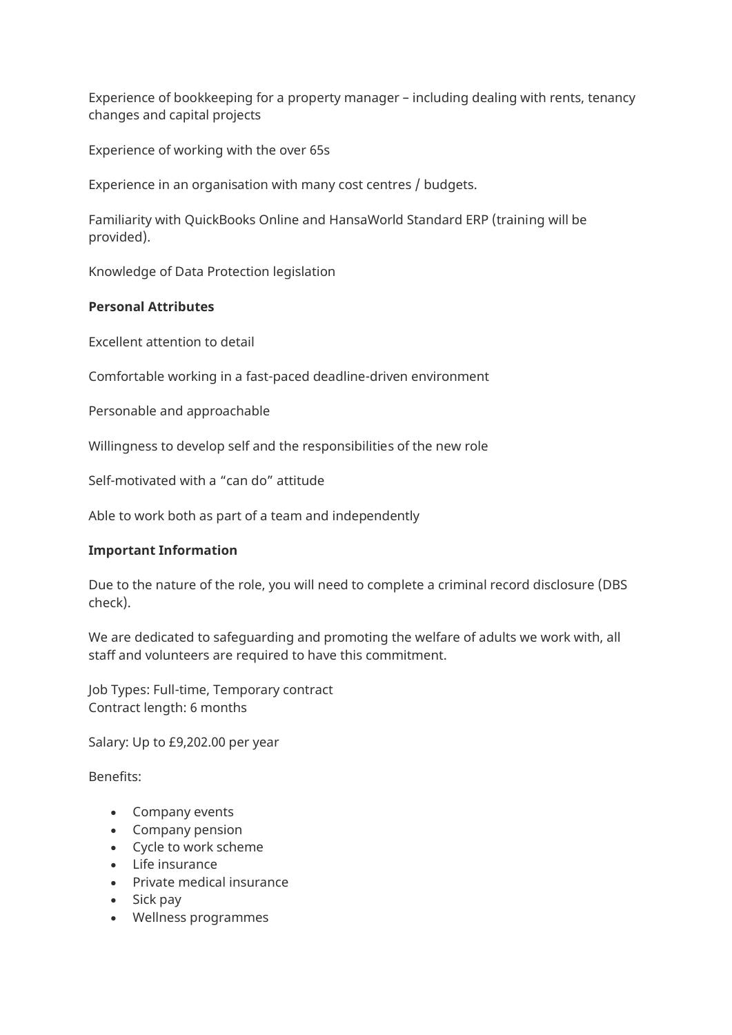Experience of bookkeeping for a property manager – including dealing with rents, tenancy changes and capital projects

Experience of working with the over 65s

Experience in an organisation with many cost centres / budgets.

Familiarity with QuickBooks Online and HansaWorld Standard ERP (training will be provided).

Knowledge of Data Protection legislation

**Personal Attributes**

Excellent attention to detail

Comfortable working in a fast-paced deadline-driven environment

Personable and approachable

Willingness to develop self and the responsibilities of the new role

Self-motivated with a "can do" attitude

Able to work both as part of a team and independently

**Important Information**

Due to the nature of the role, you will need to complete a criminal record disclosure (DBS check).

We are dedicated to safeguarding and promoting the welfare of adults we work with, all staff and volunteers are required to have this commitment.

Job Types: Full-time, Temporary contract
Contract length: 6 months

Salary: Up to £9,202.00 per year

Benefits:

- Company events
- Company pension
- Cycle to work scheme
- Life insurance
- Private medical insurance
- Sick pay
- Wellness programmes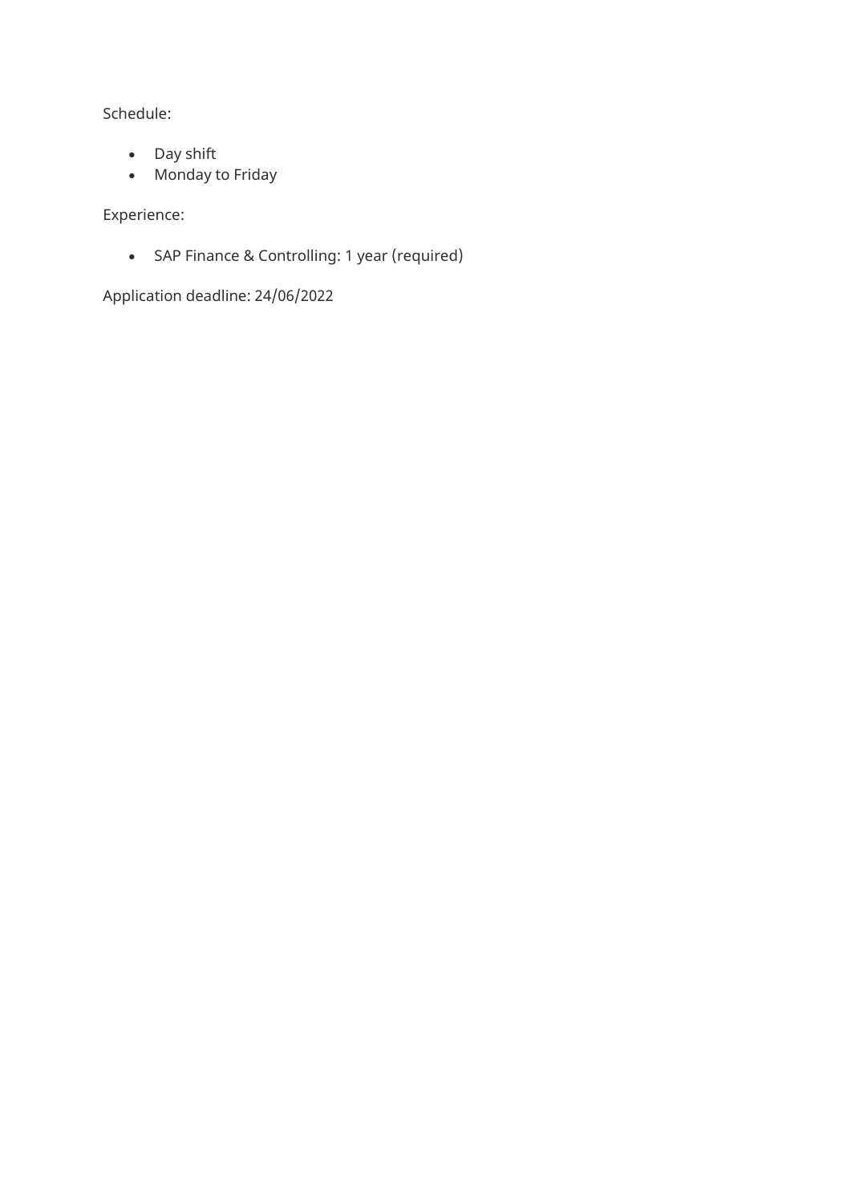Schedule:

- Day shift
- Monday to Friday

Experience:

- SAP Finance & Controlling: 1 year (required)

Application deadline: 24/06/2022